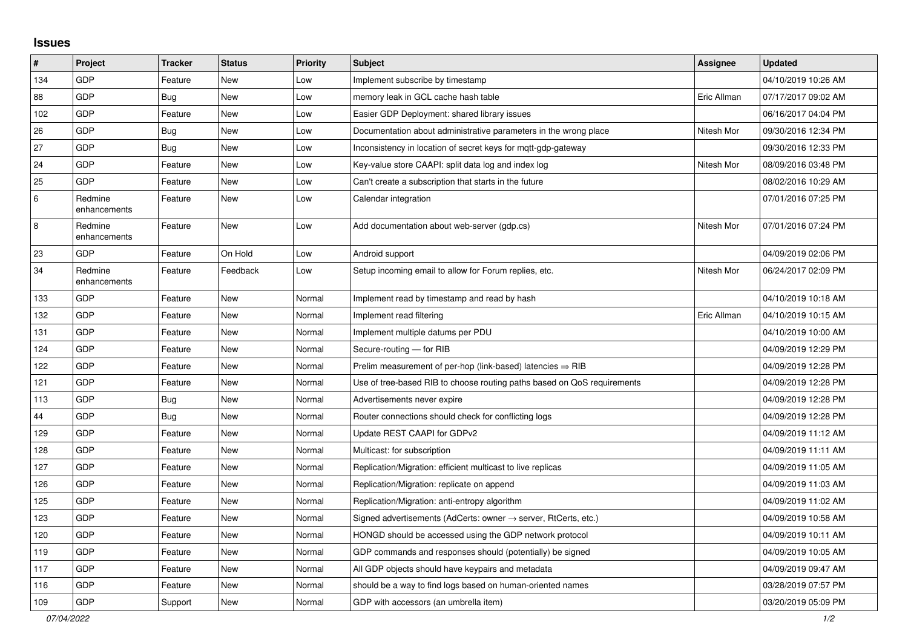# Issues

| # | Project | Tracker | Status | Priority | Subject | Assignee | Updated |
|---|---|---|---|---|---|---|---|
| 134 | GDP | Feature | New | Low | Implement subscribe by timestamp | | 04/10/2019 10:26 AM |
| 88 | GDP | Bug | New | Low | memory leak in GCL cache hash table | Eric Allman | 07/17/2017 09:02 AM |
| 102 | GDP | Feature | New | Low | Easier GDP Deployment: shared library issues | | 06/16/2017 04:04 PM |
| 26 | GDP | Bug | New | Low | Documentation about administrative parameters in the wrong place | Nitesh Mor | 09/30/2016 12:34 PM |
| 27 | GDP | Bug | New | Low | Inconsistency in location of secret keys for mqtt-gdp-gateway | | 09/30/2016 12:33 PM |
| 24 | GDP | Feature | New | Low | Key-value store CAAPI: split data log and index log | Nitesh Mor | 08/09/2016 03:48 PM |
| 25 | GDP | Feature | New | Low | Can't create a subscription that starts in the future | | 08/02/2016 10:29 AM |
| 6 | Redmine enhancements | Feature | New | Low | Calendar integration | | 07/01/2016 07:25 PM |
| 8 | Redmine enhancements | Feature | New | Low | Add documentation about web-server (gdp.cs) | Nitesh Mor | 07/01/2016 07:24 PM |
| 23 | GDP | Feature | On Hold | Low | Android support | | 04/09/2019 02:06 PM |
| 34 | Redmine enhancements | Feature | Feedback | Low | Setup incoming email to allow for Forum replies, etc. | Nitesh Mor | 06/24/2017 02:09 PM |
| 133 | GDP | Feature | New | Normal | Implement read by timestamp and read by hash | | 04/10/2019 10:18 AM |
| 132 | GDP | Feature | New | Normal | Implement read filtering | Eric Allman | 04/10/2019 10:15 AM |
| 131 | GDP | Feature | New | Normal | Implement multiple datums per PDU | | 04/10/2019 10:00 AM |
| 124 | GDP | Feature | New | Normal | Secure-routing — for RIB | | 04/09/2019 12:29 PM |
| 122 | GDP | Feature | New | Normal | Prelim measurement of per-hop (link-based) latencies ⇒ RIB | | 04/09/2019 12:28 PM |
| 121 | GDP | Feature | New | Normal | Use of tree-based RIB to choose routing paths based on QoS requirements | | 04/09/2019 12:28 PM |
| 113 | GDP | Bug | New | Normal | Advertisements never expire | | 04/09/2019 12:28 PM |
| 44 | GDP | Bug | New | Normal | Router connections should check for conflicting logs | | 04/09/2019 12:28 PM |
| 129 | GDP | Feature | New | Normal | Update REST CAAPI for GDPv2 | | 04/09/2019 11:12 AM |
| 128 | GDP | Feature | New | Normal | Multicast: for subscription | | 04/09/2019 11:11 AM |
| 127 | GDP | Feature | New | Normal | Replication/Migration: efficient multicast to live replicas | | 04/09/2019 11:05 AM |
| 126 | GDP | Feature | New | Normal | Replication/Migration: replicate on append | | 04/09/2019 11:03 AM |
| 125 | GDP | Feature | New | Normal | Replication/Migration: anti-entropy algorithm | | 04/09/2019 11:02 AM |
| 123 | GDP | Feature | New | Normal | Signed advertisements (AdCerts: owner → server, RtCerts, etc.) | | 04/09/2019 10:58 AM |
| 120 | GDP | Feature | New | Normal | HONGD should be accessed using the GDP network protocol | | 04/09/2019 10:11 AM |
| 119 | GDP | Feature | New | Normal | GDP commands and responses should (potentially) be signed | | 04/09/2019 10:05 AM |
| 117 | GDP | Feature | New | Normal | All GDP objects should have keypairs and metadata | | 04/09/2019 09:47 AM |
| 116 | GDP | Feature | New | Normal | should be a way to find logs based on human-oriented names | | 03/28/2019 07:57 PM |
| 109 | GDP | Support | New | Normal | GDP with accessors (an umbrella item) | | 03/20/2019 05:09 PM |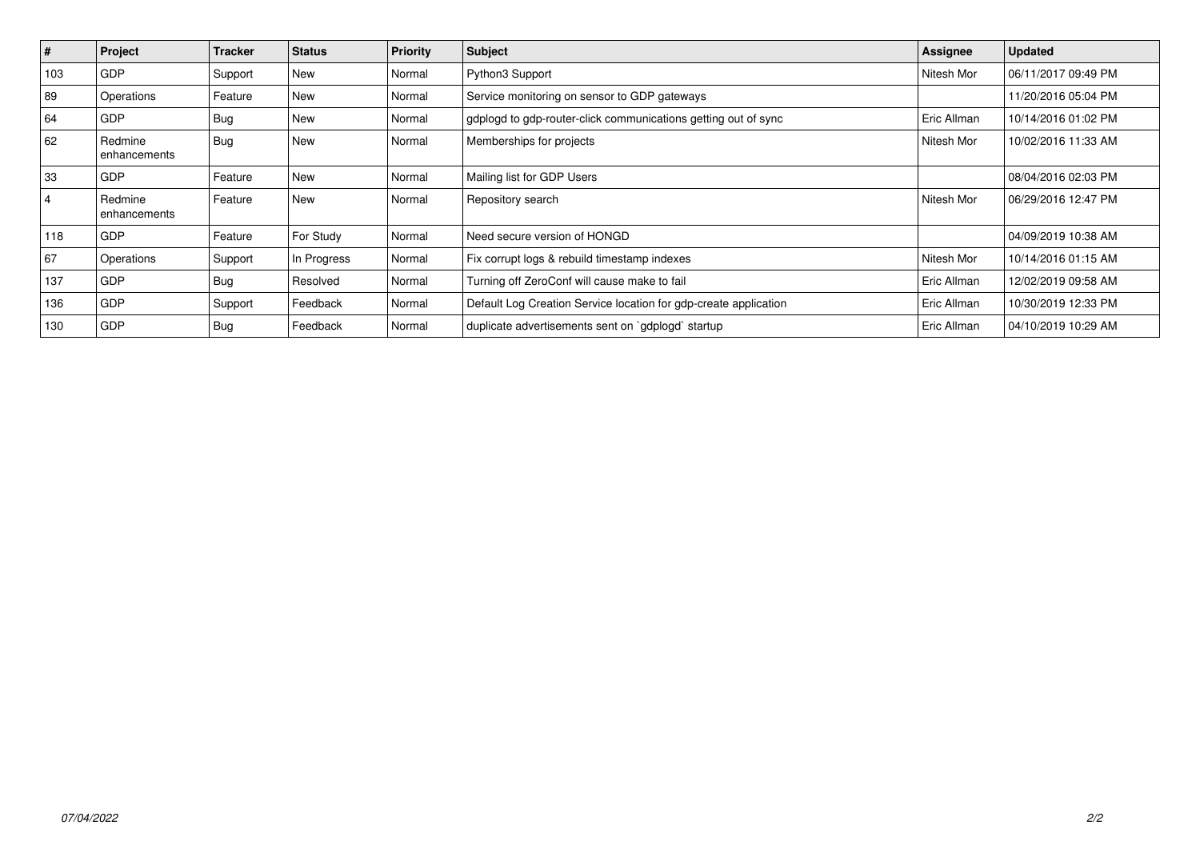| # | Project | Tracker | Status | Priority | Subject | Assignee | Updated |
|---|---|---|---|---|---|---|---|
| 103 | GDP | Support | New | Normal | Python3 Support | Nitesh Mor | 06/11/2017 09:49 PM |
| 89 | Operations | Feature | New | Normal | Service monitoring on sensor to GDP gateways | | 11/20/2016 05:04 PM |
| 64 | GDP | Bug | New | Normal | gdplogd to gdp-router-click communications getting out of sync | Eric Allman | 10/14/2016 01:02 PM |
| 62 | Redmine enhancements | Bug | New | Normal | Memberships for projects | Nitesh Mor | 10/02/2016 11:33 AM |
| 33 | GDP | Feature | New | Normal | Mailing list for GDP Users | | 08/04/2016 02:03 PM |
| 4 | Redmine enhancements | Feature | New | Normal | Repository search | Nitesh Mor | 06/29/2016 12:47 PM |
| 118 | GDP | Feature | For Study | Normal | Need secure version of HONGD | | 04/09/2019 10:38 AM |
| 67 | Operations | Support | In Progress | Normal | Fix corrupt logs & rebuild timestamp indexes | Nitesh Mor | 10/14/2016 01:15 AM |
| 137 | GDP | Bug | Resolved | Normal | Turning off ZeroConf will cause make to fail | Eric Allman | 12/02/2019 09:58 AM |
| 136 | GDP | Support | Feedback | Normal | Default Log Creation Service location for gdp-create application | Eric Allman | 10/30/2019 12:33 PM |
| 130 | GDP | Bug | Feedback | Normal | duplicate advertisements sent on `gdplogd` startup | Eric Allman | 04/10/2019 10:29 AM |